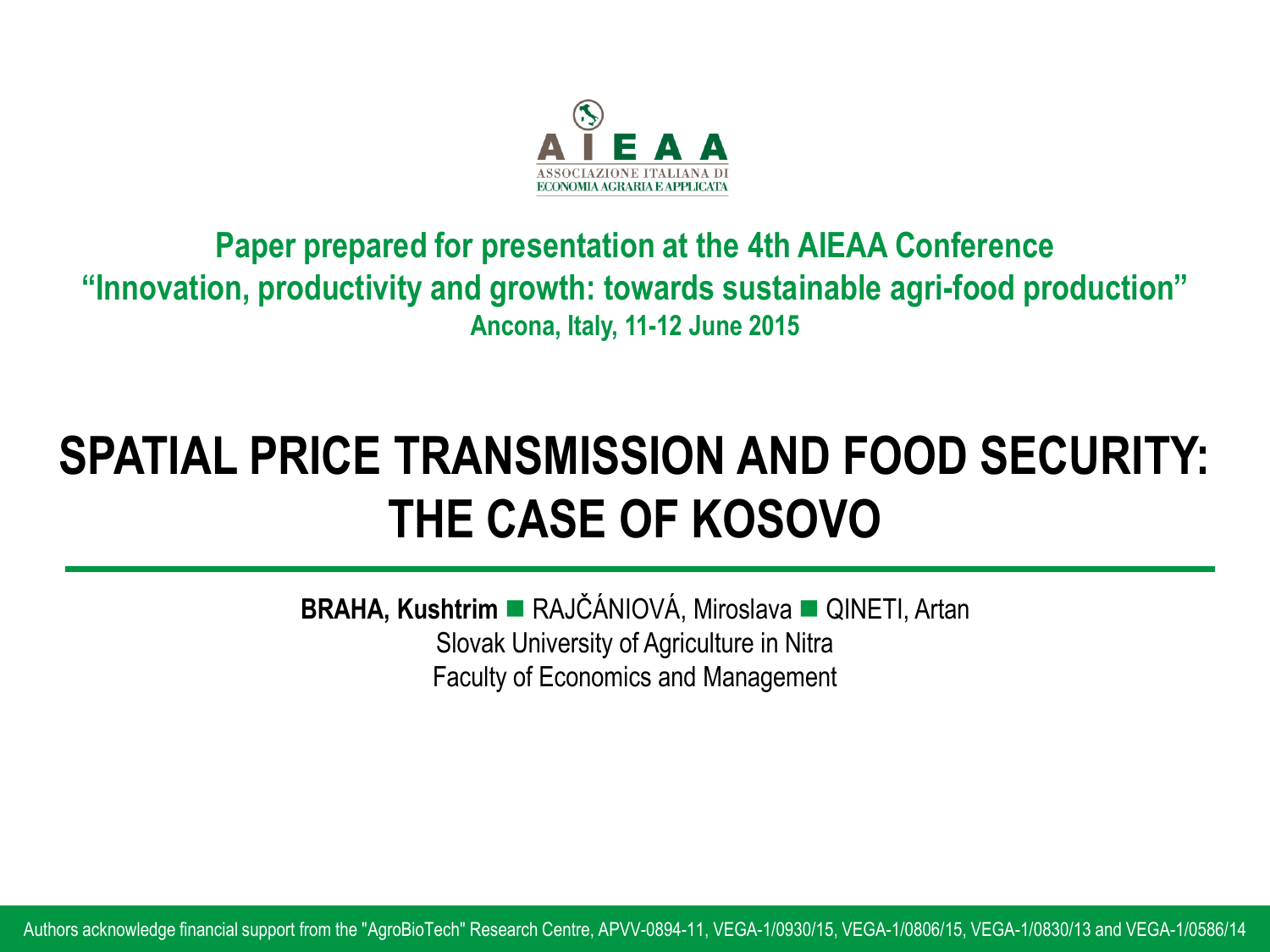AIEAA

ASSOCIAZIONE ITALIANA DI ECONOMIA AGRARIA E APPLICATA

**Paper prepared for presentation at the 4th AIEAA Conference**
**"Innovation, productivity and growth: towards sustainable agri-food production"**
**Ancona, Italy, 11-12 June 2015**

# SPATIAL PRICE TRANSMISSION AND FOOD SECURITY: THE CASE OF KOSOVO

**BRAHA, Kushtrim** ■ RAJČÁNIOVÁ, Miroslava ■ QINETI, Artan

Slovak University of Agriculture in Nitra

Faculty of Economics and Management

Authors acknowledge financial support from the "AgroBioTech" Research Centre, APVV-0894-11, VEGA-1/0930/15, VEGA-1/0806/15, VEGA-1/0830/13 and VEGA-1/0586/14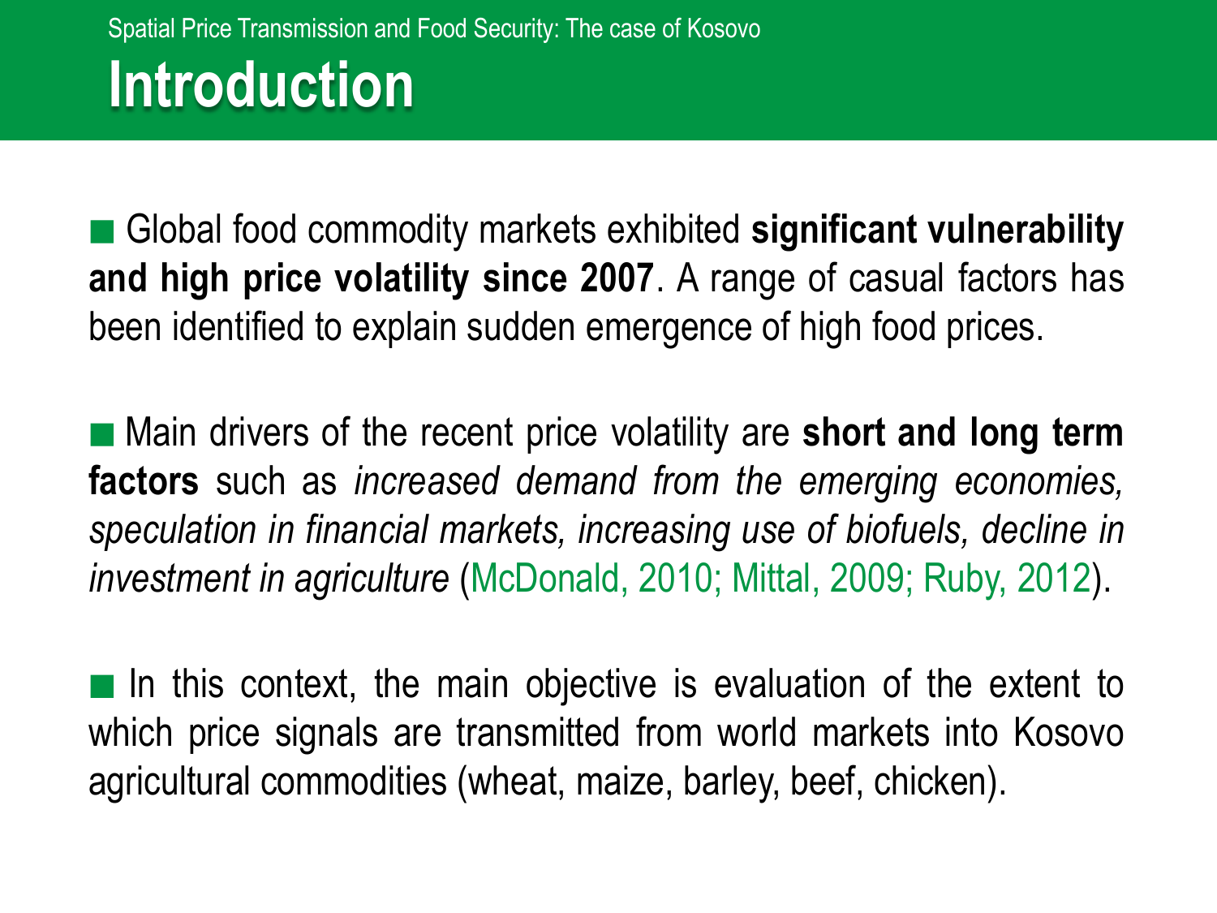# Introduction

- Global food commodity markets exhibited **significant vulnerability and high price volatility since 2007**. A range of casual factors has been identified to explain sudden emergence of high food prices.

- Main drivers of the recent price volatility are **short and long term factors** such as *increased demand from the emerging economies, speculation in financial markets, increasing use of biofuels, decline in investment in agriculture* (McDonald, 2010; Mittal, 2009; Ruby, 2012).

- In this context, the main objective is evaluation of the extent to which price signals are transmitted from world markets into Kosovo agricultural commodities (wheat, maize, barley, beef, chicken).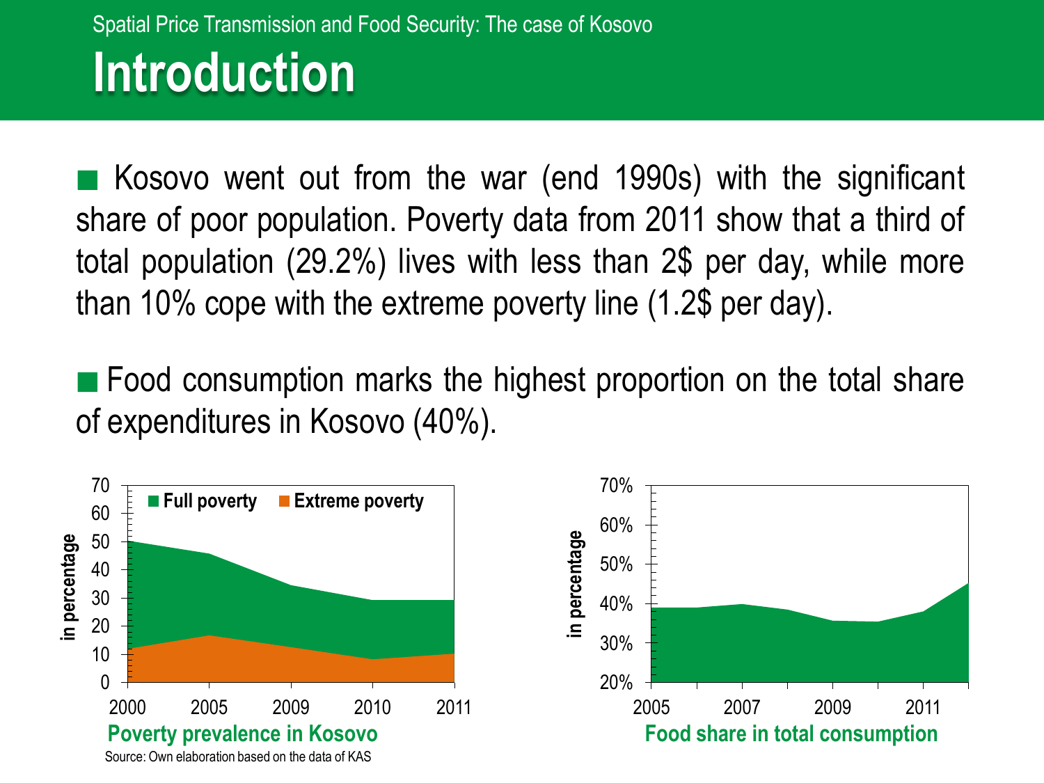# Introduction

- Kosovo went out from the war (end 1990s) with the significant share of poor population. Poverty data from 2011 show that a third of total population (29.2%) lives with less than 2$ per day, while more than 10% cope with the extreme poverty line (1.2$ per day).

- Food consumption marks the highest proportion on the total share of expenditures in Kosovo (40%).

**Poverty prevalence in Kosovo**

Source: Own elaboration based on the data of KAS

**Food share in total consumption**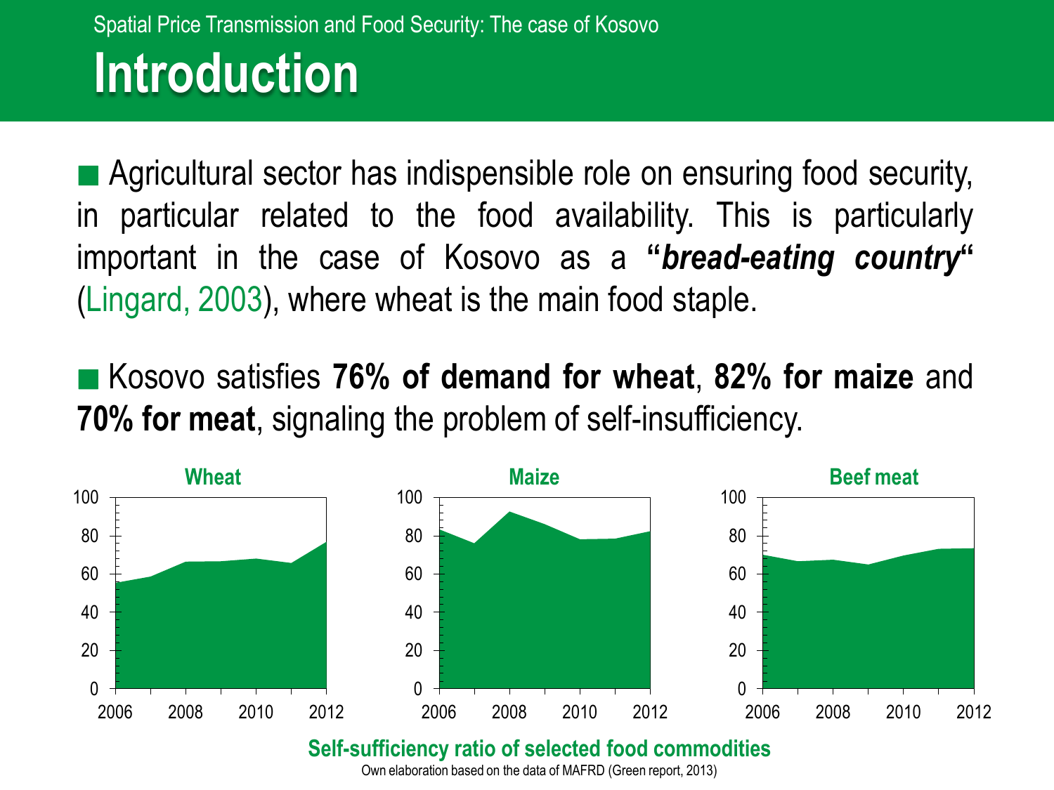# Introduction

- Agricultural sector has indispensible role on ensuring food security, in particular related to the food availability. This is particularly important in the case of Kosovo as a "***bread-eating country***" (Lingard, 2003), where wheat is the main food staple.

- Kosovo satisfies **76% of demand for wheat**, **82% for maize** and **70% for meat**, signaling the problem of self-insufficiency.

**Self-sufficiency ratio of selected food commodities**

Own elaboration based on the data of MAFRD (Green report, 2013)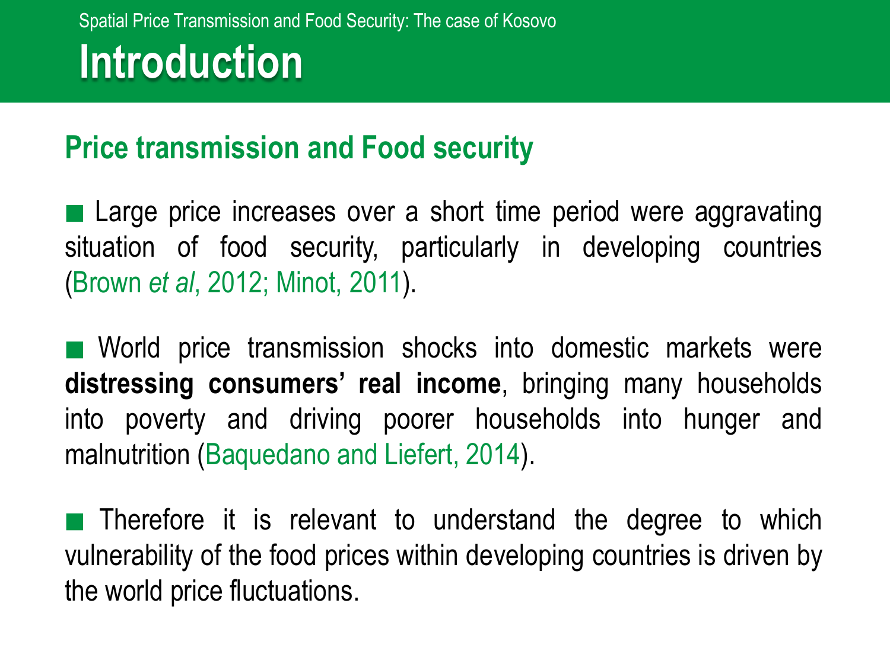# Introduction

## Price transmission and Food security

- Large price increases over a short time period were aggravating situation of food security, particularly in developing countries (Brown *et al*, 2012; Minot, 2011).

- World price transmission shocks into domestic markets were **distressing consumers' real income**, bringing many households into poverty and driving poorer households into hunger and malnutrition (Baquedano and Liefert, 2014).

- Therefore it is relevant to understand the degree to which vulnerability of the food prices within developing countries is driven by the world price fluctuations.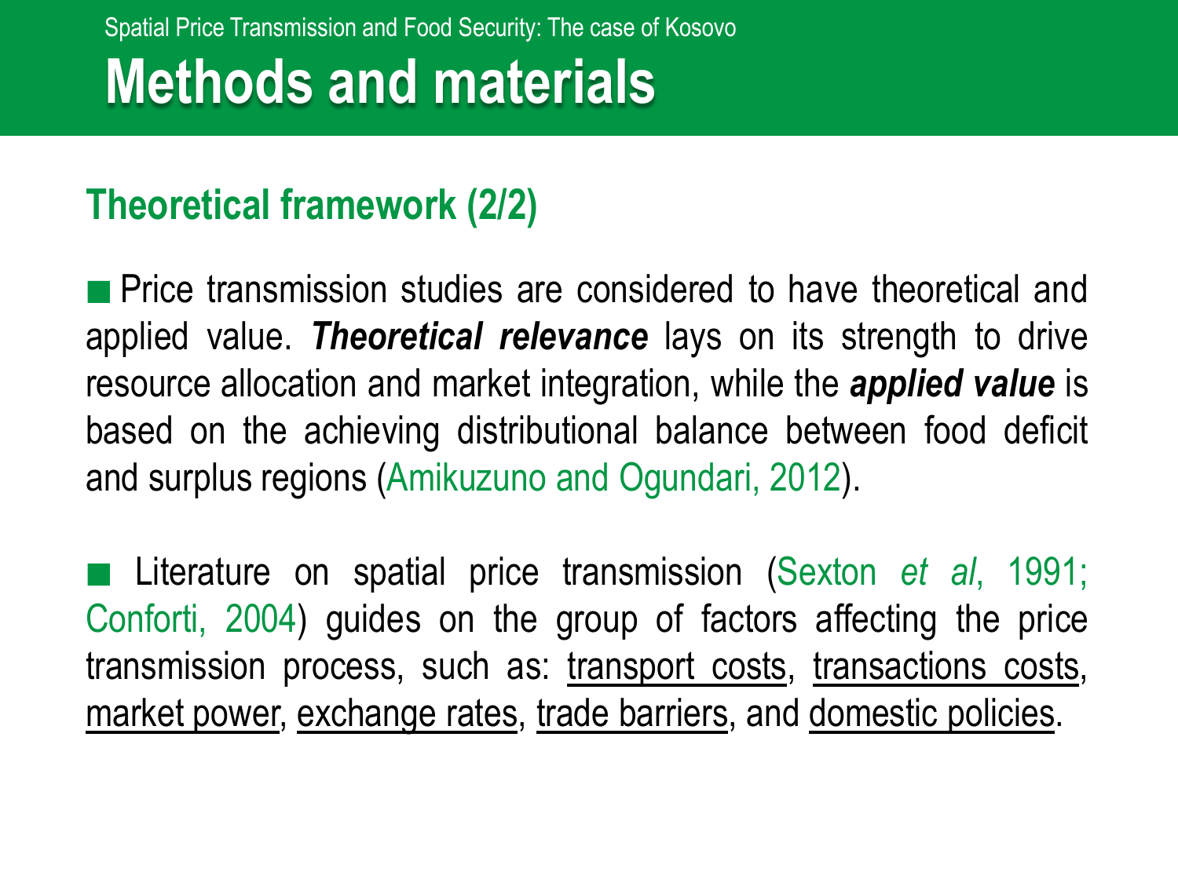# Methods and materials

## Theoretical framework (2/2)

- Price transmission studies are considered to have theoretical and applied value. ***Theoretical relevance*** lays on its strength to drive resource allocation and market integration, while the ***applied value*** is based on the achieving distributional balance between food deficit and surplus regions (Amikuzuno and Ogundari, 2012).

- Literature on spatial price transmission (Sexton *et al*, 1991; Conforti, 2004) guides on the group of factors affecting the price transmission process, such as: <u>transport costs</u>, <u>transactions costs</u>, <u>market power</u>, <u>exchange rates</u>, <u>trade barriers</u>, and <u>domestic policies</u>.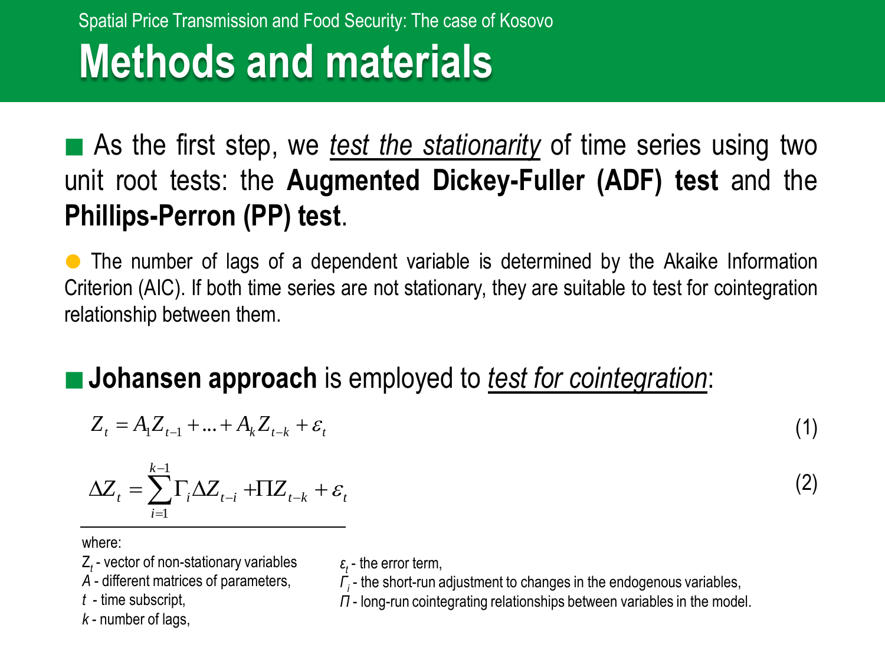# Methods and materials

- As the first step, we <u>*test the stationarity*</u> of time series using two unit root tests: the **Augmented Dickey-Fuller (ADF) test** and the **Phillips-Perron (PP) test**.

  - The number of lags of a dependent variable is determined by the Akaike Information Criterion (AIC). If both time series are not stationary, they are suitable to test for cointegration relationship between them.

- **Johansen approach** is employed to <u>*test for cointegration*</u>:

$$Z_t = A_1 Z_{t-1} + ... + A_k Z_{t-k} + \varepsilon_t \quad (1)$$

$$\Delta Z_t = \sum_{i=1}^{k-1} \Gamma_i \Delta Z_{t-i} + \Pi Z_{t-k} + \varepsilon_t \quad (2)$$

where:

$Z_t$ - vector of non-stationary variables

*A* - different matrices of parameters,

*t* - time subscript,

*k* - number of lags,

$\varepsilon_t$ - the error term,

$\Gamma_i$ - the short-run adjustment to changes in the endogenous variables,

$\Pi$ - long-run cointegrating relationships between variables in the model.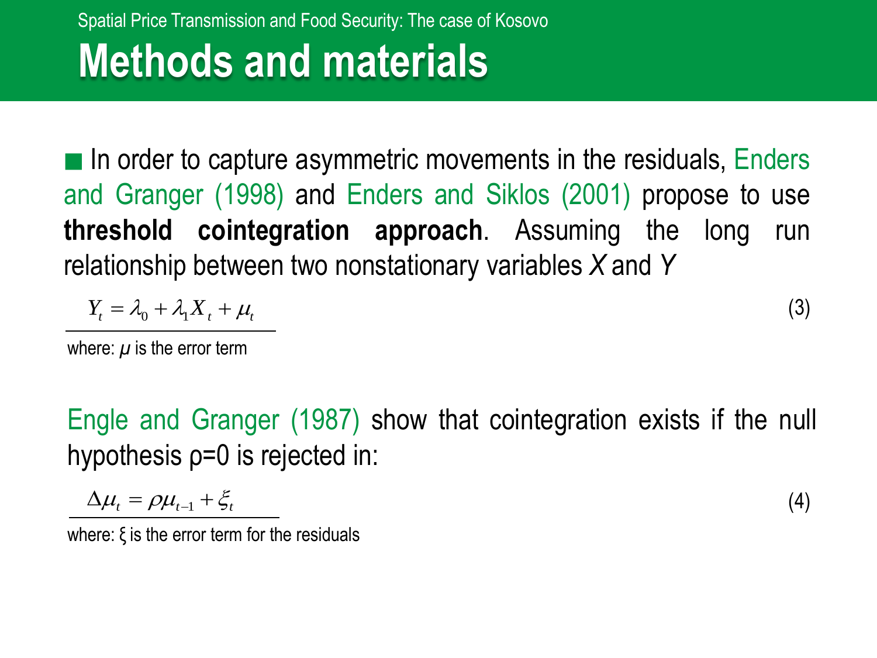# Methods and materials

- In order to capture asymmetric movements in the residuals, Enders and Granger (1998) and Enders and Siklos (2001) propose to use **threshold cointegration approach**. Assuming the long run relationship between two nonstationary variables *X* and *Y*

$$Y_t = \lambda_0 + \lambda_1 X_t + \mu_t \tag{3}$$

where: $\mu$ is the error term

Engle and Granger (1987) show that cointegration exists if the null hypothesis $\rho = 0$ is rejected in:

$$\Delta \mu_t = \rho \mu_{t-1} + \xi_t \tag{4}$$

where: $\xi$ is the error term for the residuals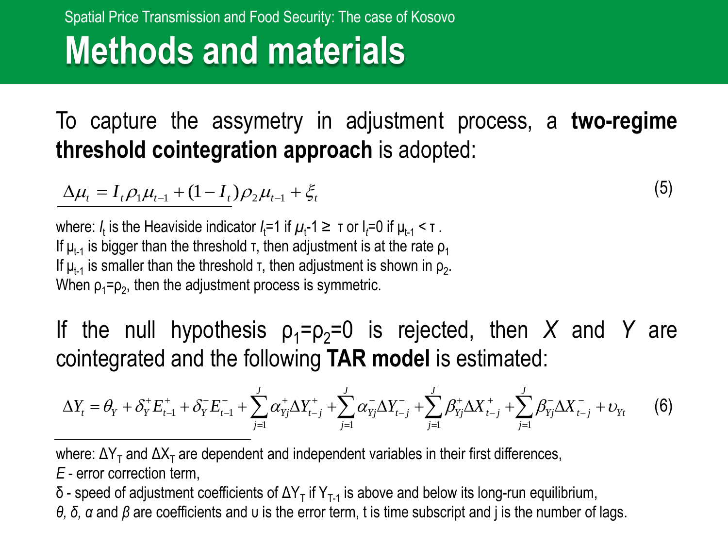Spatial Price Transmission and Food Security: The case of Kosovo

# Methods and materials

To capture the assymetry in adjustment process, a **two-regime threshold cointegration approach** is adopted:

$$\Delta\mu_t = I_t \rho_1 \mu_{t-1} + (1 - I_t)\rho_2 \mu_{t-1} + \xi_t \tag{5}$$

where: $I_t$ is the Heaviside indicator $I_t=1$ if $\mu_t\text{-}1 \geq \tau$ or $I_t=0$ if $\mu_{t-1} < \tau$.
If $\mu_{t-1}$ is bigger than the threshold τ, then adjustment is at the rate $\rho_1$
If $\mu_{t-1}$ is smaller than the threshold τ, then adjustment is shown in $\rho_2$.
When $\rho_1=\rho_2$, then the adjustment process is symmetric.

If the null hypothesis $\rho_1=\rho_2=0$ is rejected, then *X* and *Y* are cointegrated and the following **TAR model** is estimated:

$$\Delta Y_t = \theta_Y + \delta_Y^+ E_{t-1}^+ + \delta_Y^- E_{t-1}^- + \sum_{j=1}^{J} \alpha_{Yj}^+ \Delta Y_{t-j}^+ + \sum_{j=1}^{J} \alpha_{Yj}^- \Delta Y_{t-j}^- + \sum_{j=1}^{J} \beta_{Yj}^+ \Delta X_{t-j}^+ + \sum_{j=1}^{J} \beta_{Yj}^- \Delta X_{t-j}^- + \upsilon_{Yt} \tag{6}$$

where: $\Delta Y_T$ and $\Delta X_T$ are dependent and independent variables in their first differences,
*E* - error correction term,
δ - speed of adjustment coefficients of $\Delta Y_T$ if $Y_{T-1}$ is above and below its long-run equilibrium,
*θ, δ, α* and *β* are coefficients and υ is the error term, t is time subscript and j is the number of lags.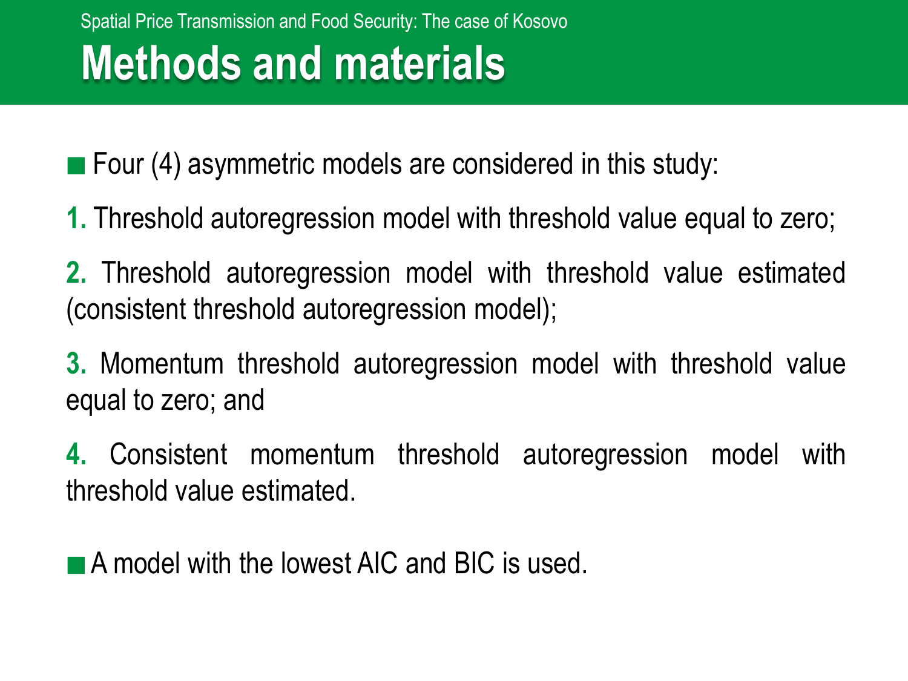# Methods and materials

- Four (4) asymmetric models are considered in this study:

1. Threshold autoregression model with threshold value equal to zero;
2. Threshold autoregression model with threshold value estimated (consistent threshold autoregression model);
3. Momentum threshold autoregression model with threshold value equal to zero; and
4. Consistent momentum threshold autoregression model with threshold value estimated.

- A model with the lowest AIC and BIC is used.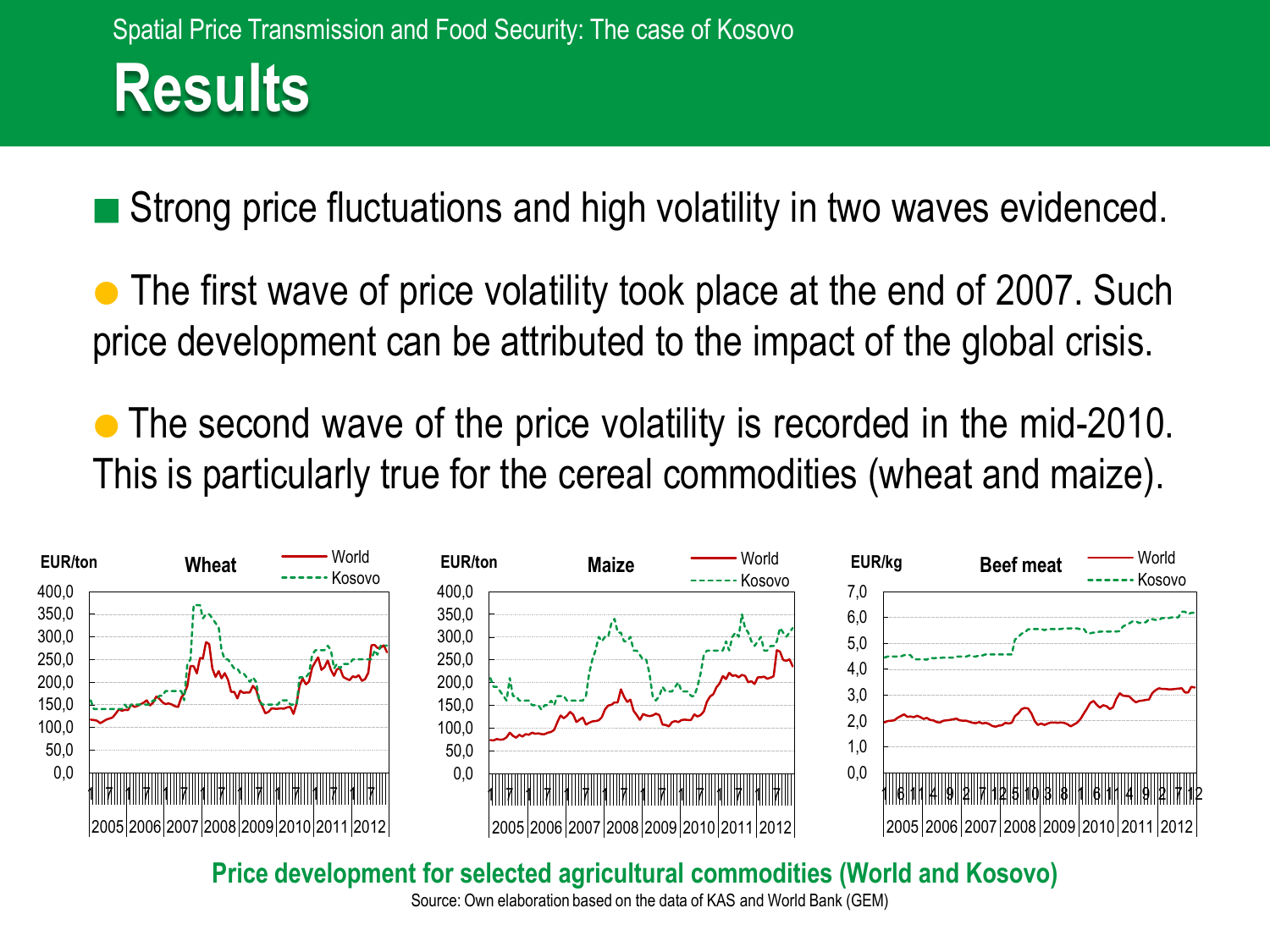# Results

- Strong price fluctuations and high volatility in two waves evidenced.

- The first wave of price volatility took place at the end of 2007. Such price development can be attributed to the impact of the global crisis.

- The second wave of the price volatility is recorded in the mid-2010. This is particularly true for the cereal commodities (wheat and maize).

**Price development for selected agricultural commodities (World and Kosovo)**

Source: Own elaboration based on the data of KAS and World Bank (GEM)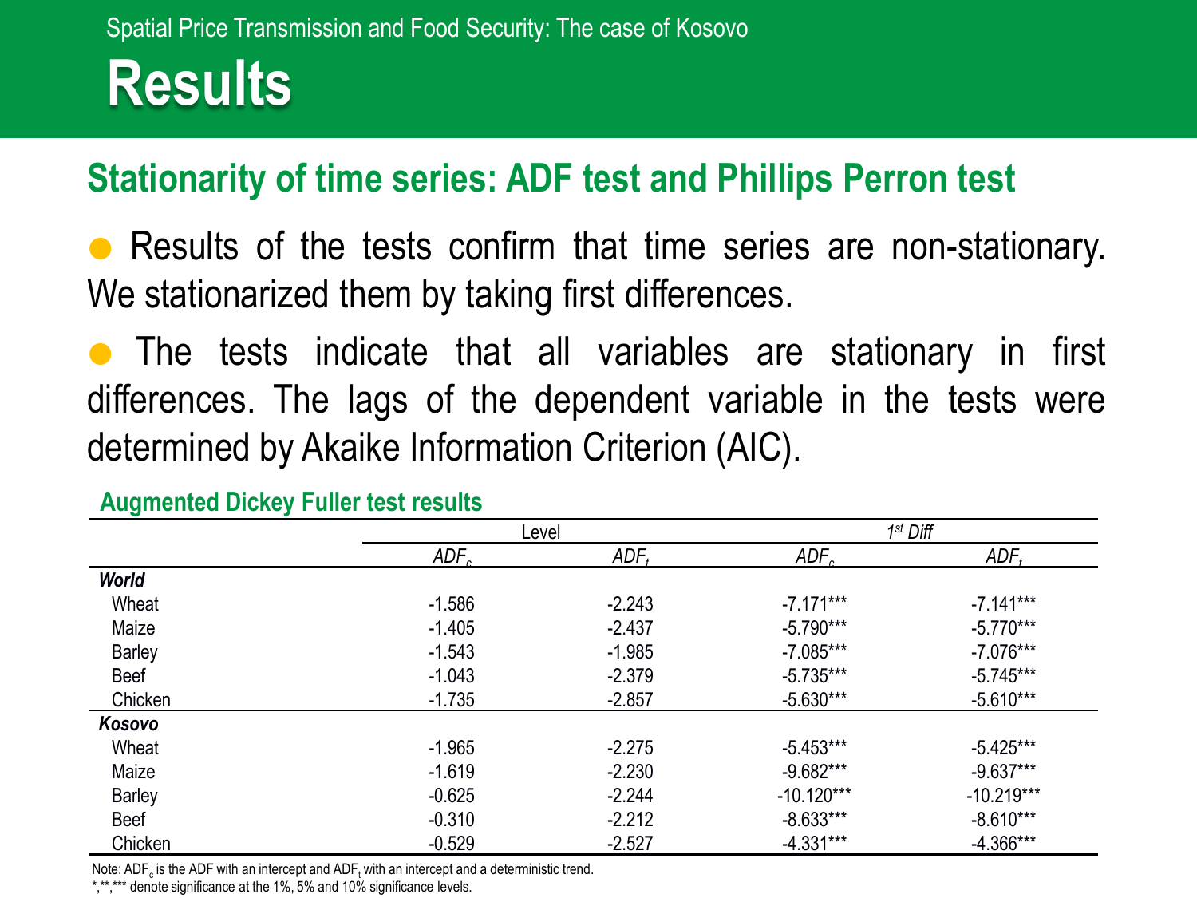# Results

## Stationarity of time series: ADF test and Phillips Perron test

- Results of the tests confirm that time series are non-stationary. We stationarized them by taking first differences.
- The tests indicate that all variables are stationary in first differences. The lags of the dependent variable in the tests were determined by Akaike Information Criterion (AIC).

**Augmented Dickey Fuller test results**

| | Level | | *1st Diff* | |
|---|---|---|---|---|
| | $ADF_c$ | $ADF_t$ | $ADF_c$ | $ADF_t$ |
| ***World*** | | | | |
| Wheat | -1.586 | -2.243 | -7.171*** | -7.141*** |
| Maize | -1.405 | -2.437 | -5.790*** | -5.770*** |
| Barley | -1.543 | -1.985 | -7.085*** | -7.076*** |
| Beef | -1.043 | -2.379 | -5.735*** | -5.745*** |
| Chicken | -1.735 | -2.857 | -5.630*** | -5.610*** |
| ***Kosovo*** | | | | |
| Wheat | -1.965 | -2.275 | -5.453*** | -5.425*** |
| Maize | -1.619 | -2.230 | -9.682*** | -9.637*** |
| Barley | -0.625 | -2.244 | -10.120*** | -10.219*** |
| Beef | -0.310 | -2.212 | -8.633*** | -8.610*** |
| Chicken | -0.529 | -2.527 | -4.331*** | -4.366*** |

Note: $ADF_c$ is the ADF with an intercept and $ADF_t$ with an intercept and a deterministic trend.
*,**,*** denote significance at the 1%, 5% and 10% significance levels.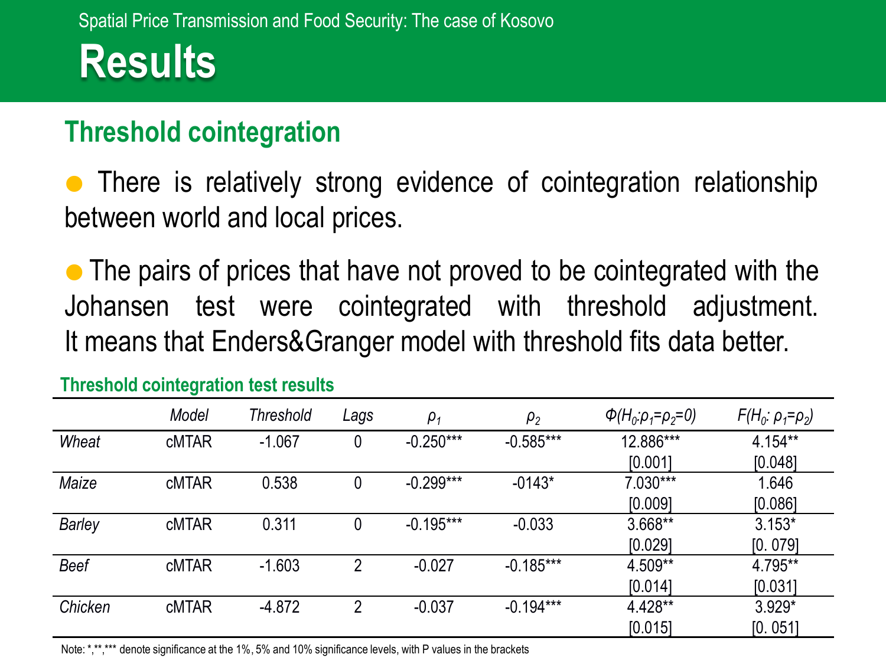# Results

## Threshold cointegration

- There is relatively strong evidence of cointegration relationship between world and local prices.
- The pairs of prices that have not proved to be cointegrated with the Johansen test were cointegrated with threshold adjustment. It means that Enders&Granger model with threshold fits data better.

**Threshold cointegration test results**

| | Model | Threshold | Lags | $\rho_1$ | $\rho_2$ | $\Phi(H_0{:}\rho_1=\rho_2=0)$ | $F(H_0{:}\ \rho_1=\rho_2)$ |
|---|---|---|---|---|---|---|---|
| *Wheat* | cMTAR | -1.067 | 0 | -0.250*** | -0.585*** | 12.886*** [0.001] | 4.154** [0.048] |
| *Maize* | cMTAR | 0.538 | 0 | -0.299*** | -0143* | 7.030*** [0.009] | 1.646 [0.086] |
| *Barley* | cMTAR | 0.311 | 0 | -0.195*** | -0.033 | 3.668** [0.029] | 3.153* [0. 079] |
| *Beef* | cMTAR | -1.603 | 2 | -0.027 | -0.185*** | 4.509** [0.014] | 4.795** [0.031] |
| *Chicken* | cMTAR | -4.872 | 2 | -0.037 | -0.194*** | 4.428** [0.015] | 3.929* [0. 051] |

Note: *,**,*** denote significance at the 1%, 5% and 10% significance levels, with P values in the brackets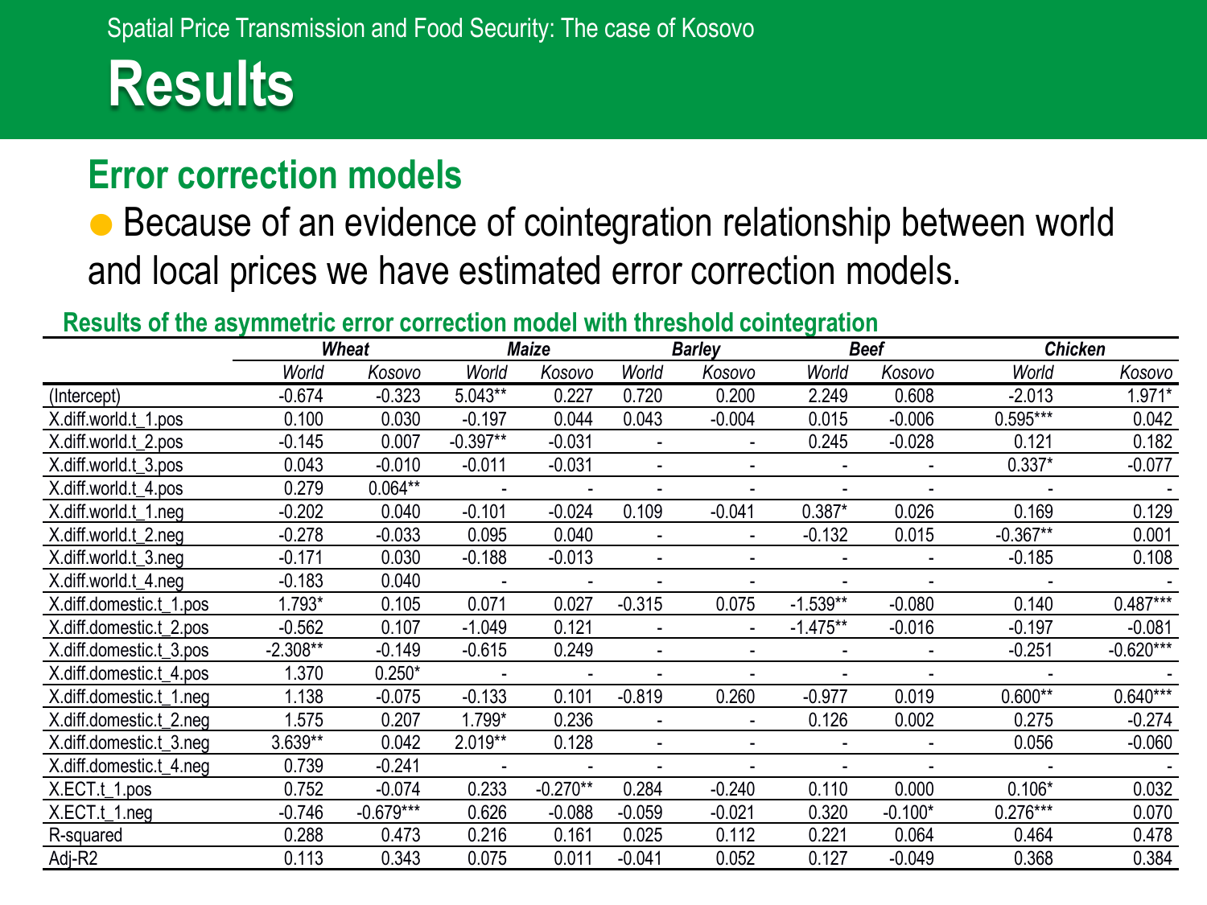# Results

## Error correction models

- Because of an evidence of cointegration relationship between world and local prices we have estimated error correction models.

**Results of the asymmetric error correction model with threshold cointegration**

| | *Wheat* | | *Maize* | | *Barley* | | *Beef* | | *Chicken* | |
|---|---|---|---|---|---|---|---|---|---|---|
| | *World* | *Kosovo* | *World* | *Kosovo* | *World* | *Kosovo* | *World* | *Kosovo* | *World* | *Kosovo* |
| (Intercept) | -0.674 | -0.323 | 5.043** | 0.227 | 0.720 | 0.200 | 2.249 | 0.608 | -2.013 | 1.971* |
| X.diff.world.t_1.pos | 0.100 | 0.030 | -0.197 | 0.044 | 0.043 | -0.004 | 0.015 | -0.006 | 0.595*** | 0.042 |
| X.diff.world.t_2.pos | -0.145 | 0.007 | -0.397** | -0.031 | - | - | 0.245 | -0.028 | 0.121 | 0.182 |
| X.diff.world.t_3.pos | 0.043 | -0.010 | -0.011 | -0.031 | - | - | - | - | 0.337* | -0.077 |
| X.diff.world.t_4.pos | 0.279 | 0.064** | - | - | - | - | - | - | - | - |
| X.diff.world.t_1.neg | -0.202 | 0.040 | -0.101 | -0.024 | 0.109 | -0.041 | 0.387* | 0.026 | 0.169 | 0.129 |
| X.diff.world.t_2.neg | -0.278 | -0.033 | 0.095 | 0.040 | - | - | -0.132 | 0.015 | -0.367** | 0.001 |
| X.diff.world.t_3.neg | -0.171 | 0.030 | -0.188 | -0.013 | - | - | - | - | -0.185 | 0.108 |
| X.diff.world.t_4.neg | -0.183 | 0.040 | - | - | - | - | - | - | - | - |
| X.diff.domestic.t_1.pos | 1.793* | 0.105 | 0.071 | 0.027 | -0.315 | 0.075 | -1.539** | -0.080 | 0.140 | 0.487*** |
| X.diff.domestic.t_2.pos | -0.562 | 0.107 | -1.049 | 0.121 | - | - | -1.475** | -0.016 | -0.197 | -0.081 |
| X.diff.domestic.t_3.pos | -2.308** | -0.149 | -0.615 | 0.249 | - | - | - | - | -0.251 | -0.620*** |
| X.diff.domestic.t_4.pos | 1.370 | 0.250* | - | - | - | - | - | - | - | - |
| X.diff.domestic.t_1.neg | 1.138 | -0.075 | -0.133 | 0.101 | -0.819 | 0.260 | -0.977 | 0.019 | 0.600** | 0.640*** |
| X.diff.domestic.t_2.neg | 1.575 | 0.207 | 1.799* | 0.236 | - | - | 0.126 | 0.002 | 0.275 | -0.274 |
| X.diff.domestic.t_3.neg | 3.639** | 0.042 | 2.019** | 0.128 | - | - | - | - | 0.056 | -0.060 |
| X.diff.domestic.t_4.neg | 0.739 | -0.241 | - | - | - | - | - | - | - | - |
| X.ECT.t_1.pos | 0.752 | -0.074 | 0.233 | -0.270** | 0.284 | -0.240 | 0.110 | 0.000 | 0.106* | 0.032 |
| X.ECT.t_1.neg | -0.746 | -0.679*** | 0.626 | -0.088 | -0.059 | -0.021 | 0.320 | -0.100* | 0.276*** | 0.070 |
| R-squared | 0.288 | 0.473 | 0.216 | 0.161 | 0.025 | 0.112 | 0.221 | 0.064 | 0.464 | 0.478 |
| Adj-R2 | 0.113 | 0.343 | 0.075 | 0.011 | -0.041 | 0.052 | 0.127 | -0.049 | 0.368 | 0.384 |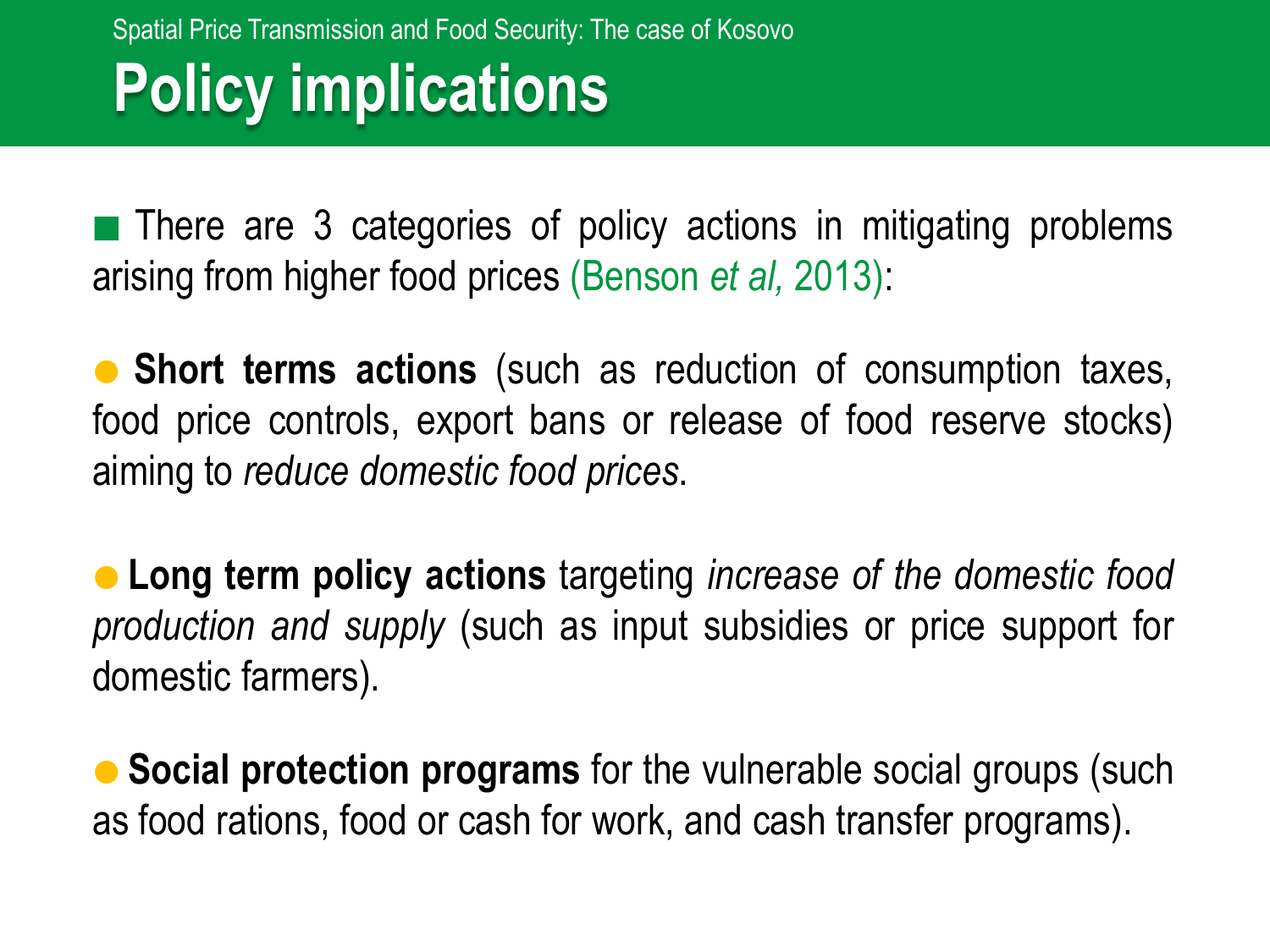# Policy implications

- There are 3 categories of policy actions in mitigating problems arising from higher food prices (Benson *et al,* 2013):

- **Short terms actions** (such as reduction of consumption taxes, food price controls, export bans or release of food reserve stocks) aiming to *reduce domestic food prices*.

- **Long term policy actions** targeting *increase of the domestic food production and supply* (such as input subsidies or price support for domestic farmers).

- **Social protection programs** for the vulnerable social groups (such as food rations, food or cash for work, and cash transfer programs).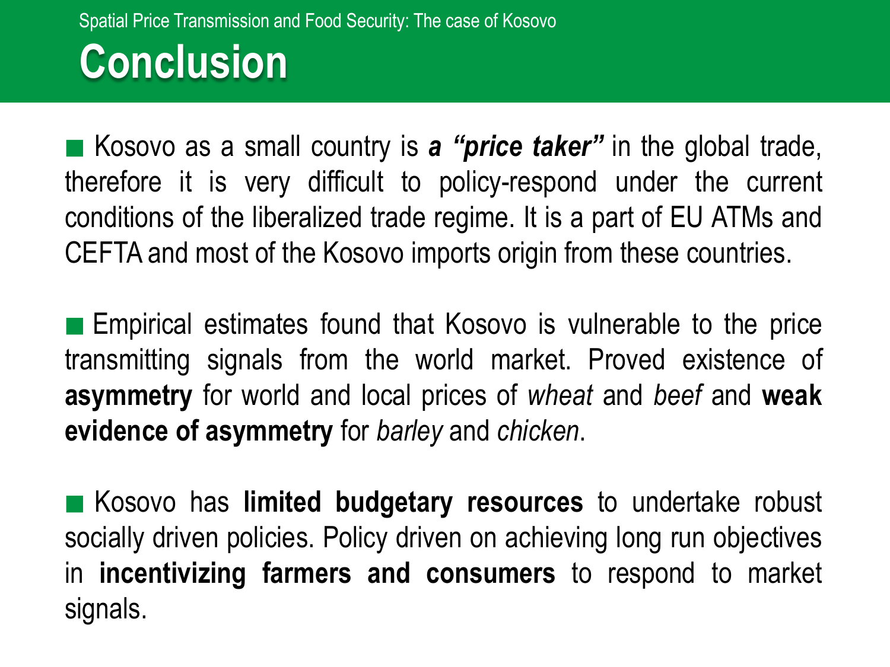# Conclusion

- Kosovo as a small country is ***a "price taker"*** in the global trade, therefore it is very difficult to policy-respond under the current conditions of the liberalized trade regime. It is a part of EU ATMs and CEFTA and most of the Kosovo imports origin from these countries.

- Empirical estimates found that Kosovo is vulnerable to the price transmitting signals from the world market. Proved existence of **asymmetry** for world and local prices of *wheat* and *beef* and **weak evidence of asymmetry** for *barley* and *chicken*.

- Kosovo has **limited budgetary resources** to undertake robust socially driven policies. Policy driven on achieving long run objectives in **incentivizing farmers and consumers** to respond to market signals.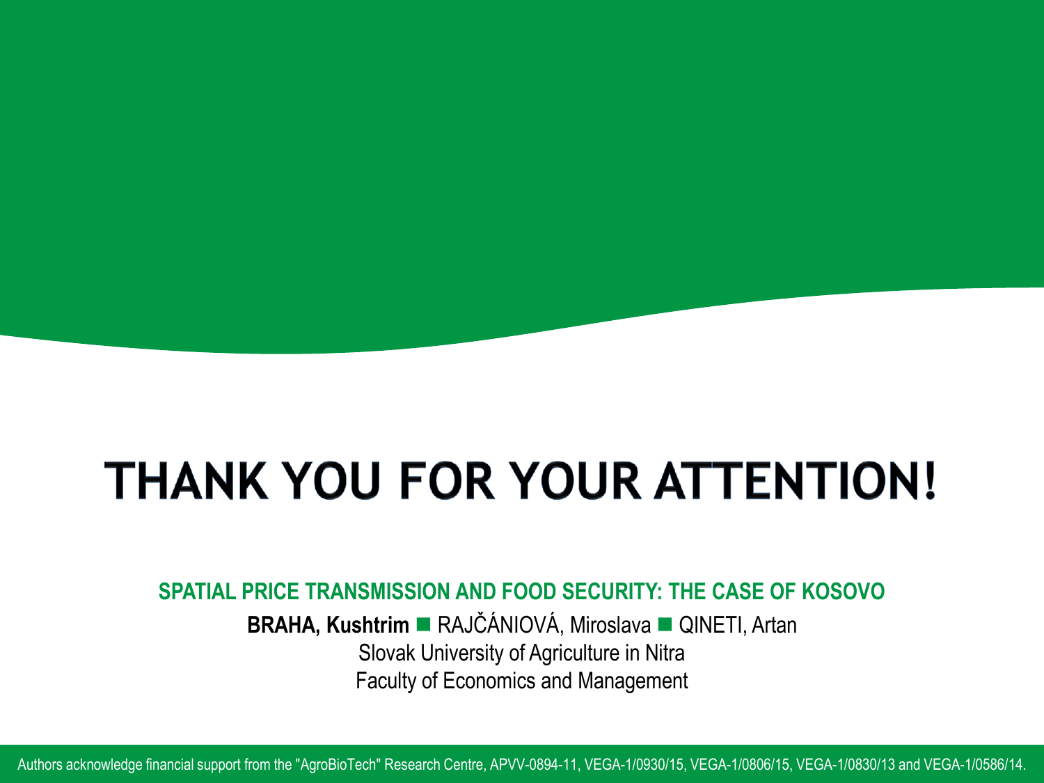# THANK YOU FOR YOUR ATTENTION!

**SPATIAL PRICE TRANSMISSION AND FOOD SECURITY: THE CASE OF KOSOVO**

**BRAHA, Kushtrim** ■ RAJČÁNIOVÁ, Miroslava ■ QINETI, Artan
Slovak University of Agriculture in Nitra
Faculty of Economics and Management

Authors acknowledge financial support from the "AgroBioTech" Research Centre, APVV-0894-11, VEGA-1/0930/15, VEGA-1/0806/15, VEGA-1/0830/13 and VEGA-1/0586/14.